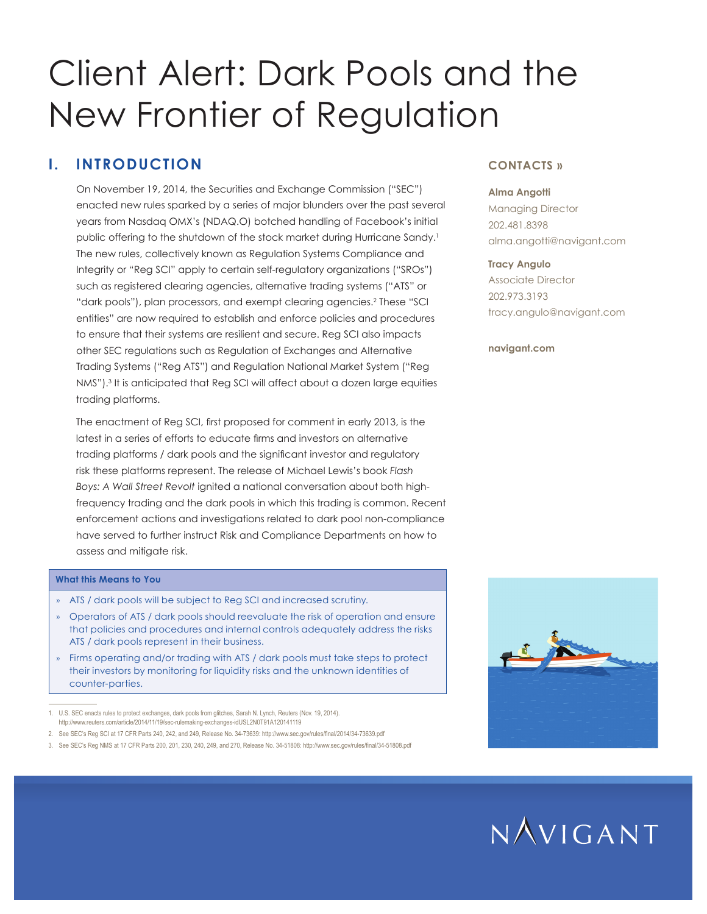# Client Alert: Dark Pools and the New Frontier of Regulation

## I. INTRODUCTION

On November 19, 2014, the Securities and Exchange Commission ("SEC") enacted new rules sparked by a series of major blunders over the past several years from Nasdaq OMX's (NDAQ.O) botched handling of Facebook's initial public offering to the shutdown of the stock market during Hurricane Sandy.[1] The new rules, collectively known as Regulation Systems Compliance and Integrity or "Reg SCI" apply to certain self-regulatory organizations ("SROs") such as registered clearing agencies, alternative trading systems ("ATS" or "dark pools"), plan processors, and exempt clearing agencies.[2] These "SCI entities" are now required to establish and enforce policies and procedures to ensure that their systems are resilient and secure. Reg SCI also impacts other SEC regulations such as Regulation of Exchanges and Alternative Trading Systems ("Reg ATS") and Regulation National Market System ("Reg NMS").[3] It is anticipated that Reg SCI will affect about a dozen large equities trading platforms.

The enactment of Reg SCI, first proposed for comment in early 2013, is the latest in a series of efforts to educate firms and investors on alternative trading platforms / dark pools and the significant investor and regulatory risk these platforms represent. The release of Michael Lewis's book *Flash Boys: A Wall Street Revolt* ignited a national conversation about both high-frequency trading and the dark pools in which this trading is common. Recent enforcement actions and investigations related to dark pool non-compliance have served to further instruct Risk and Compliance Departments on how to assess and mitigate risk.

**What this Means to You**

- ATS / dark pools will be subject to Reg SCI and increased scrutiny.
- Operators of ATS / dark pools should reevaluate the risk of operation and ensure that policies and procedures and internal controls adequately address the risks ATS / dark pools represent in their business.
- Firms operating and/or trading with ATS / dark pools must take steps to protect their investors by monitoring for liquidity risks and the unknown identities of counter-parties.

**CONTACTS »**

**Alma Angotti**
Managing Director
202.481.8398
alma.angotti@navigant.com

**Tracy Angulo**
Associate Director
202.973.3193
tracy.angulo@navigant.com

**navigant.com**

---

1. U.S. SEC enacts rules to protect exchanges, dark pools from glitches, Sarah N. Lynch, Reuters (Nov. 19, 2014). http://www.reuters.com/article/2014/11/19/sec-rulemaking-exchanges-idUSL2N0T91A120141119
2. See SEC's Reg SCI at 17 CFR Parts 240, 242, and 249, Release No. 34-73639: http://www.sec.gov/rules/final/2014/34-73639.pdf
3. See SEC's Reg NMS at 17 CFR Parts 200, 201, 230, 240, 249, and 270, Release No. 34-51808: http://www.sec.gov/rules/final/34-51808.pdf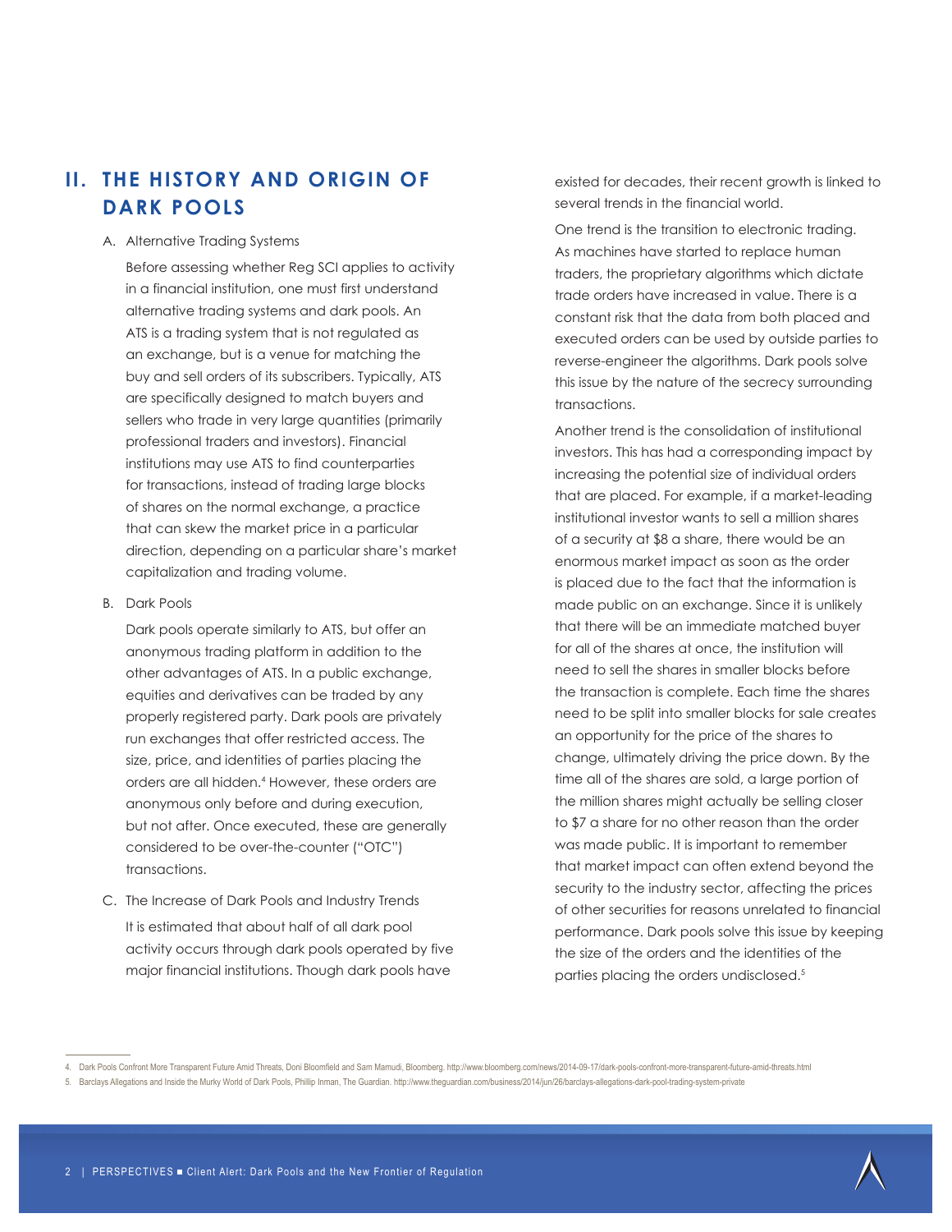## II. THE HISTORY AND ORIGIN OF DARK POOLS

### A. Alternative Trading Systems

Before assessing whether Reg SCI applies to activity in a financial institution, one must first understand alternative trading systems and dark pools. An ATS is a trading system that is not regulated as an exchange, but is a venue for matching the buy and sell orders of its subscribers. Typically, ATS are specifically designed to match buyers and sellers who trade in very large quantities (primarily professional traders and investors). Financial institutions may use ATS to find counterparties for transactions, instead of trading large blocks of shares on the normal exchange, a practice that can skew the market price in a particular direction, depending on a particular share's market capitalization and trading volume.

### B. Dark Pools

Dark pools operate similarly to ATS, but offer an anonymous trading platform in addition to the other advantages of ATS. In a public exchange, equities and derivatives can be traded by any properly registered party. Dark pools are privately run exchanges that offer restricted access. The size, price, and identities of parties placing the orders are all hidden.[4] However, these orders are anonymous only before and during execution, but not after. Once executed, these are generally considered to be over-the-counter ("OTC") transactions.

### C. The Increase of Dark Pools and Industry Trends

It is estimated that about half of all dark pool activity occurs through dark pools operated by five major financial institutions. Though dark pools have existed for decades, their recent growth is linked to several trends in the financial world.

One trend is the transition to electronic trading. As machines have started to replace human traders, the proprietary algorithms which dictate trade orders have increased in value. There is a constant risk that the data from both placed and executed orders can be used by outside parties to reverse-engineer the algorithms. Dark pools solve this issue by the nature of the secrecy surrounding transactions.

Another trend is the consolidation of institutional investors. This has had a corresponding impact by increasing the potential size of individual orders that are placed. For example, if a market-leading institutional investor wants to sell a million shares of a security at $8 a share, there would be an enormous market impact as soon as the order is placed due to the fact that the information is made public on an exchange. Since it is unlikely that there will be an immediate matched buyer for all of the shares at once, the institution will need to sell the shares in smaller blocks before the transaction is complete. Each time the shares need to be split into smaller blocks for sale creates an opportunity for the price of the shares to change, ultimately driving the price down. By the time all of the shares are sold, a large portion of the million shares might actually be selling closer to $7 a share for no other reason than the order was made public. It is important to remember that market impact can often extend beyond the security to the industry sector, affecting the prices of other securities for reasons unrelated to financial performance. Dark pools solve this issue by keeping the size of the orders and the identities of the parties placing the orders undisclosed.[5]

---

4. Dark Pools Confront More Transparent Future Amid Threats, Doni Bloomfield and Sam Mamudi, Bloomberg. http://www.bloomberg.com/news/2014-09-17/dark-pools-confront-more-transparent-future-amid-threats.html
5. Barclays Allegations and Inside the Murky World of Dark Pools, Phillip Inman, The Guardian. http://www.theguardian.com/business/2014/jun/26/barclays-allegations-dark-pool-trading-system-private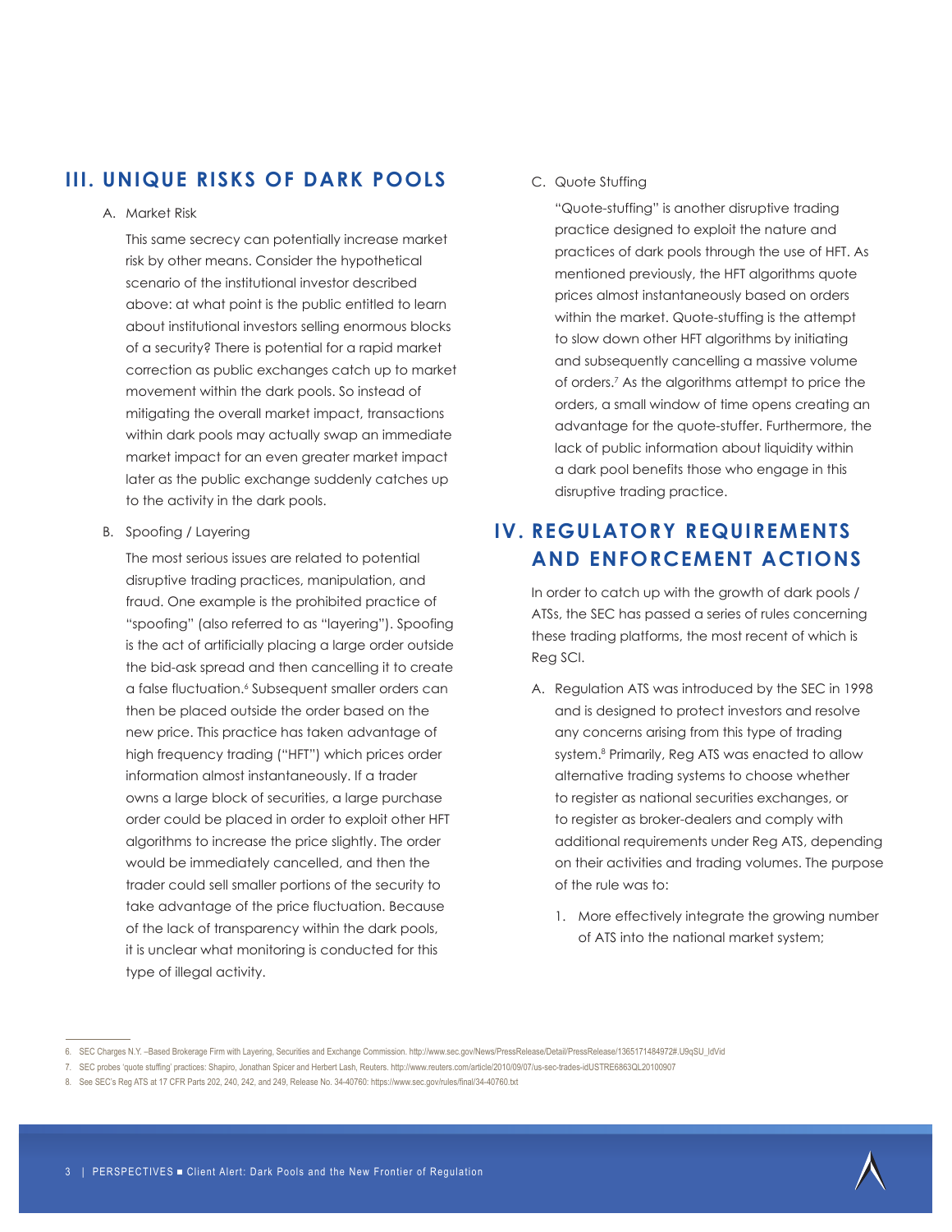## III. UNIQUE RISKS OF DARK POOLS

A. Market Risk

This same secrecy can potentially increase market risk by other means. Consider the hypothetical scenario of the institutional investor described above: at what point is the public entitled to learn about institutional investors selling enormous blocks of a security? There is potential for a rapid market correction as public exchanges catch up to market movement within the dark pools. So instead of mitigating the overall market impact, transactions within dark pools may actually swap an immediate market impact for an even greater market impact later as the public exchange suddenly catches up to the activity in the dark pools.

B. Spoofing / Layering

The most serious issues are related to potential disruptive trading practices, manipulation, and fraud. One example is the prohibited practice of "spoofing" (also referred to as "layering"). Spoofing is the act of artificially placing a large order outside the bid-ask spread and then cancelling it to create a false fluctuation.[6] Subsequent smaller orders can then be placed outside the order based on the new price. This practice has taken advantage of high frequency trading ("HFT") which prices order information almost instantaneously. If a trader owns a large block of securities, a large purchase order could be placed in order to exploit other HFT algorithms to increase the price slightly. The order would be immediately cancelled, and then the trader could sell smaller portions of the security to take advantage of the price fluctuation. Because of the lack of transparency within the dark pools, it is unclear what monitoring is conducted for this type of illegal activity.

C. Quote Stuffing

"Quote-stuffing" is another disruptive trading practice designed to exploit the nature and practices of dark pools through the use of HFT. As mentioned previously, the HFT algorithms quote prices almost instantaneously based on orders within the market. Quote-stuffing is the attempt to slow down other HFT algorithms by initiating and subsequently cancelling a massive volume of orders.[7] As the algorithms attempt to price the orders, a small window of time opens creating an advantage for the quote-stuffer. Furthermore, the lack of public information about liquidity within a dark pool benefits those who engage in this disruptive trading practice.

## IV. REGULATORY REQUIREMENTS AND ENFORCEMENT ACTIONS

In order to catch up with the growth of dark pools / ATSs, the SEC has passed a series of rules concerning these trading platforms, the most recent of which is Reg SCI.

A. Regulation ATS was introduced by the SEC in 1998 and is designed to protect investors and resolve any concerns arising from this type of trading system.[8] Primarily, Reg ATS was enacted to allow alternative trading systems to choose whether to register as national securities exchanges, or to register as broker-dealers and comply with additional requirements under Reg ATS, depending on their activities and trading volumes. The purpose of the rule was to:

1. More effectively integrate the growing number of ATS into the national market system;

---

6. SEC Charges N.Y. –Based Brokerage Firm with Layering, Securities and Exchange Commission. http://www.sec.gov/News/PressRelease/Detail/PressRelease/1365171484972#.U9qSU_ldVid

7. SEC probes 'quote stuffing' practices: Shapiro, Jonathan Spicer and Herbert Lash, Reuters. http://www.reuters.com/article/2010/09/07/us-sec-trades-idUSTRE6863QL20100907

8. See SEC's Reg ATS at 17 CFR Parts 202, 240, 242, and 249, Release No. 34-40760: https://www.sec.gov/rules/final/34-40760.txt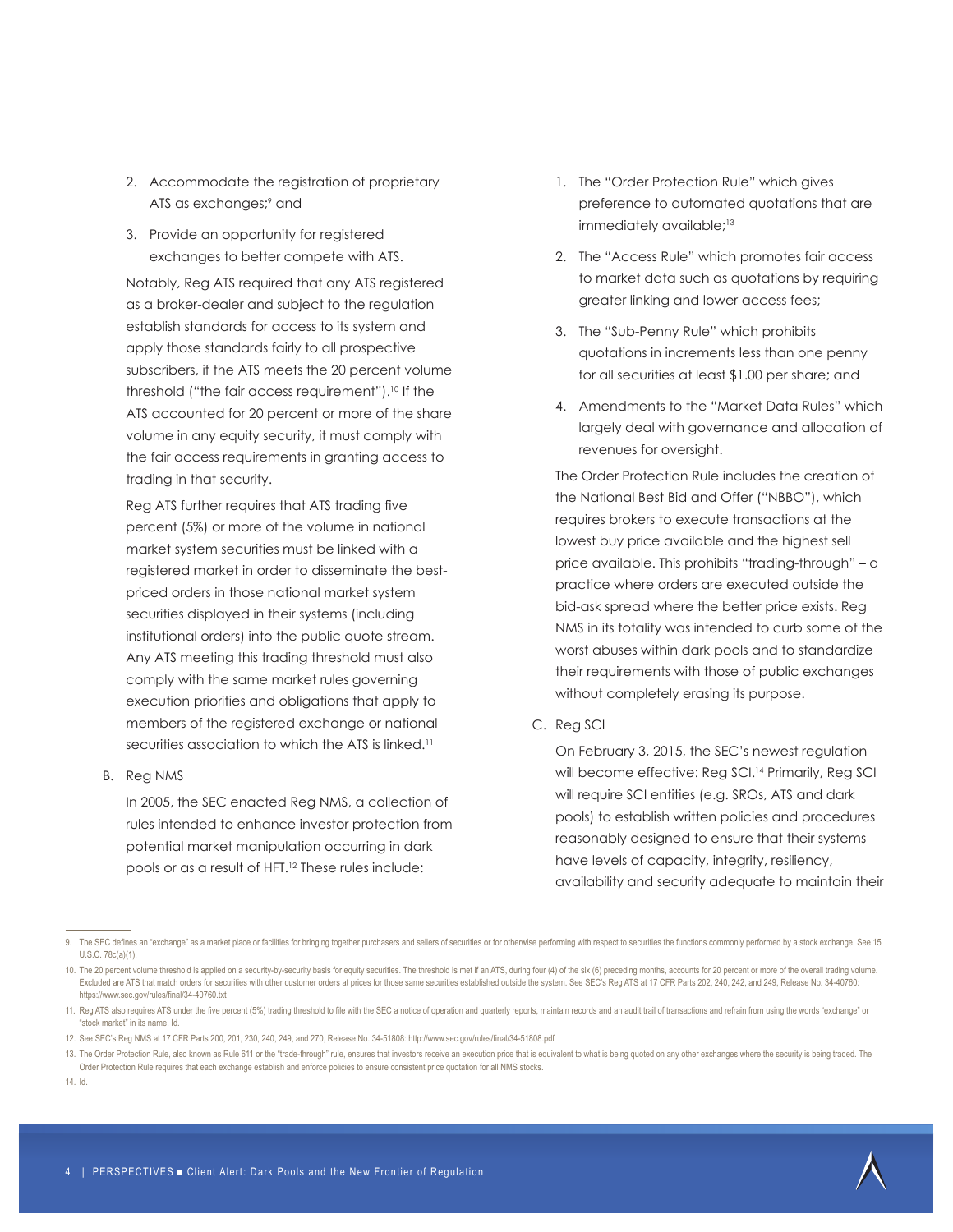2. Accommodate the registration of proprietary ATS as exchanges;[9] and
3. Provide an opportunity for registered exchanges to better compete with ATS.

Notably, Reg ATS required that any ATS registered as a broker-dealer and subject to the regulation establish standards for access to its system and apply those standards fairly to all prospective subscribers, if the ATS meets the 20 percent volume threshold ("the fair access requirement").[10] If the ATS accounted for 20 percent or more of the share volume in any equity security, it must comply with the fair access requirements in granting access to trading in that security.

Reg ATS further requires that ATS trading five percent (5%) or more of the volume in national market system securities must be linked with a registered market in order to disseminate the best-priced orders in those national market system securities displayed in their systems (including institutional orders) into the public quote stream. Any ATS meeting this trading threshold must also comply with the same market rules governing execution priorities and obligations that apply to members of the registered exchange or national securities association to which the ATS is linked.[11]

B. Reg NMS

In 2005, the SEC enacted Reg NMS, a collection of rules intended to enhance investor protection from potential market manipulation occurring in dark pools or as a result of HFT.[12] These rules include:

1. The "Order Protection Rule" which gives preference to automated quotations that are immediately available;[13]
2. The "Access Rule" which promotes fair access to market data such as quotations by requiring greater linking and lower access fees;
3. The "Sub-Penny Rule" which prohibits quotations in increments less than one penny for all securities at least $1.00 per share; and
4. Amendments to the "Market Data Rules" which largely deal with governance and allocation of revenues for oversight.

The Order Protection Rule includes the creation of the National Best Bid and Offer ("NBBO"), which requires brokers to execute transactions at the lowest buy price available and the highest sell price available. This prohibits "trading-through" – a practice where orders are executed outside the bid-ask spread where the better price exists. Reg NMS in its totality was intended to curb some of the worst abuses within dark pools and to standardize their requirements with those of public exchanges without completely erasing its purpose.

C. Reg SCI

On February 3, 2015, the SEC's newest regulation will become effective: Reg SCI.[14] Primarily, Reg SCI will require SCI entities (e.g. SROs, ATS and dark pools) to establish written policies and procedures reasonably designed to ensure that their systems have levels of capacity, integrity, resiliency, availability and security adequate to maintain their

---

9. The SEC defines an "exchange" as a market place or facilities for bringing together purchasers and sellers of securities or for otherwise performing with respect to securities the functions commonly performed by a stock exchange. See 15 U.S.C. 78c(a)(1).

10. The 20 percent volume threshold is applied on a security-by-security basis for equity securities. The threshold is met if an ATS, during four (4) of the six (6) preceding months, accounts for 20 percent or more of the overall trading volume. Excluded are ATS that match orders for securities with other customer orders at prices for those same securities established outside the system. See SEC's Reg ATS at 17 CFR Parts 202, 240, 242, and 249, Release No. 34-40760: https://www.sec.gov/rules/final/34-40760.txt

11. Reg ATS also requires ATS under the five percent (5%) trading threshold to file with the SEC a notice of operation and quarterly reports, maintain records and an audit trail of transactions and refrain from using the words "exchange" or "stock market" in its name. Id.

12. See SEC's Reg NMS at 17 CFR Parts 200, 201, 230, 240, 249, and 270, Release No. 34-51808: http://www.sec.gov/rules/final/34-51808.pdf

13. The Order Protection Rule, also known as Rule 611 or the "trade-through" rule, ensures that investors receive an execution price that is equivalent to what is being quoted on any other exchanges where the security is being traded. The Order Protection Rule requires that each exchange establish and enforce policies to ensure consistent price quotation for all NMS stocks.

14. Id.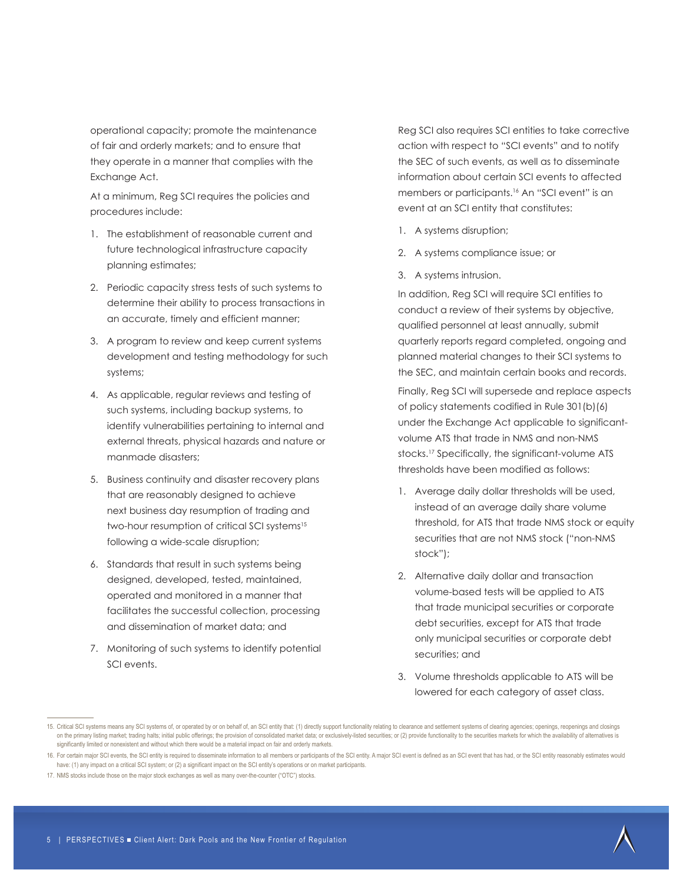operational capacity; promote the maintenance of fair and orderly markets; and to ensure that they operate in a manner that complies with the Exchange Act.

At a minimum, Reg SCI requires the policies and procedures include:

1. The establishment of reasonable current and future technological infrastructure capacity planning estimates;
2. Periodic capacity stress tests of such systems to determine their ability to process transactions in an accurate, timely and efficient manner;
3. A program to review and keep current systems development and testing methodology for such systems;
4. As applicable, regular reviews and testing of such systems, including backup systems, to identify vulnerabilities pertaining to internal and external threats, physical hazards and nature or manmade disasters;
5. Business continuity and disaster recovery plans that are reasonably designed to achieve next business day resumption of trading and two-hour resumption of critical SCI systems[15] following a wide-scale disruption;
6. Standards that result in such systems being designed, developed, tested, maintained, operated and monitored in a manner that facilitates the successful collection, processing and dissemination of market data; and
7. Monitoring of such systems to identify potential SCI events.

Reg SCI also requires SCI entities to take corrective action with respect to "SCI events" and to notify the SEC of such events, as well as to disseminate information about certain SCI events to affected members or participants.[16] An "SCI event" is an event at an SCI entity that constitutes:

1. A systems disruption;
2. A systems compliance issue; or
3. A systems intrusion.

In addition, Reg SCI will require SCI entities to conduct a review of their systems by objective, qualified personnel at least annually, submit quarterly reports regard completed, ongoing and planned material changes to their SCI systems to the SEC, and maintain certain books and records.

Finally, Reg SCI will supersede and replace aspects of policy statements codified in Rule 301(b)(6) under the Exchange Act applicable to significant-volume ATS that trade in NMS and non-NMS stocks.[17] Specifically, the significant-volume ATS thresholds have been modified as follows:

1. Average daily dollar thresholds will be used, instead of an average daily share volume threshold, for ATS that trade NMS stock or equity securities that are not NMS stock ("non-NMS stock");
2. Alternative daily dollar and transaction volume-based tests will be applied to ATS that trade municipal securities or corporate debt securities, except for ATS that trade only municipal securities or corporate debt securities; and
3. Volume thresholds applicable to ATS will be lowered for each category of asset class.

---

15. Critical SCI systems means any SCI systems of, or operated by or on behalf of, an SCI entity that: (1) directly support functionality relating to clearance and settlement systems of clearing agencies; openings, reopenings and closings on the primary listing market; trading halts; initial public offerings; the provision of consolidated market data; or exclusively-listed securities; or (2) provide functionality to the securities markets for which the availability of alternatives is significantly limited or nonexistent and without which there would be a material impact on fair and orderly markets.

16. For certain major SCI events, the SCI entity is required to disseminate information to all members or participants of the SCI entity. A major SCI event is defined as an SCI event that has had, or the SCI entity reasonably estimates would have: (1) any impact on a critical SCI system; or (2) a significant impact on the SCI entity's operations or on market participants.

17. NMS stocks include those on the major stock exchanges as well as many over-the-counter ("OTC") stocks.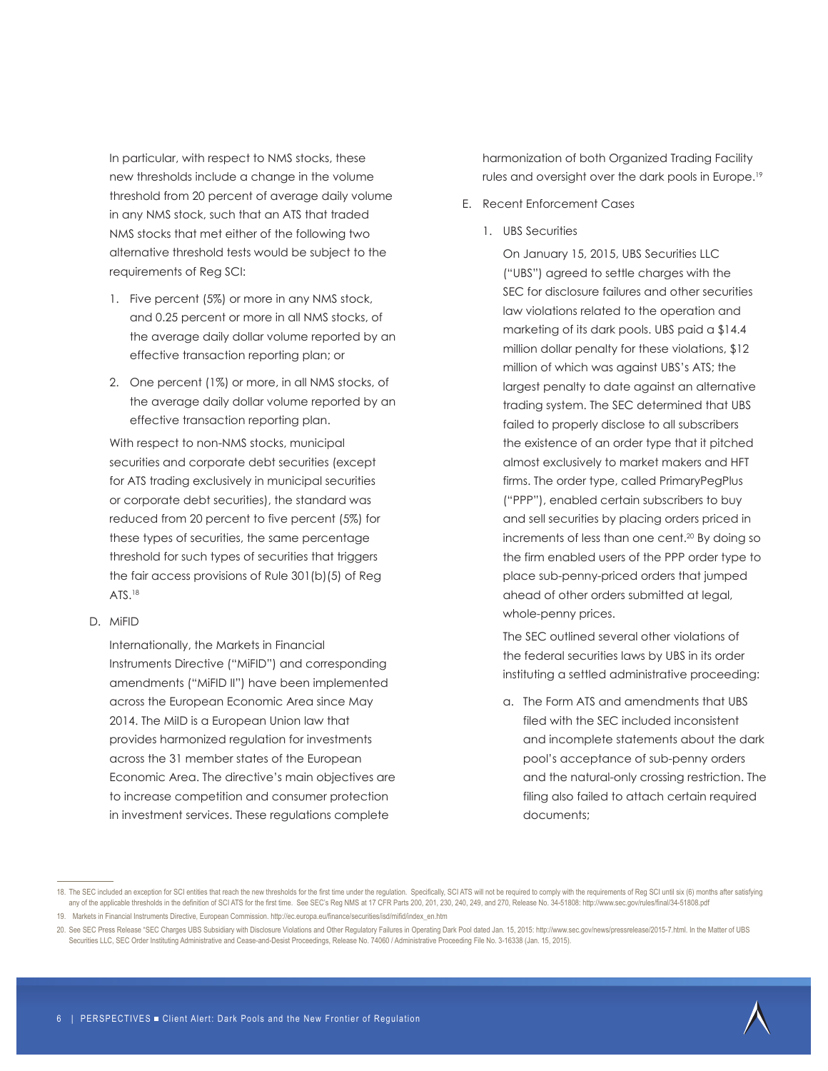In particular, with respect to NMS stocks, these new thresholds include a change in the volume threshold from 20 percent of average daily volume in any NMS stock, such that an ATS that traded NMS stocks that met either of the following two alternative threshold tests would be subject to the requirements of Reg SCI:

1. Five percent (5%) or more in any NMS stock, and 0.25 percent or more in all NMS stocks, of the average daily dollar volume reported by an effective transaction reporting plan; or
2. One percent (1%) or more, in all NMS stocks, of the average daily dollar volume reported by an effective transaction reporting plan.

With respect to non-NMS stocks, municipal securities and corporate debt securities (except for ATS trading exclusively in municipal securities or corporate debt securities), the standard was reduced from 20 percent to five percent (5%) for these types of securities, the same percentage threshold for such types of securities that triggers the fair access provisions of Rule 301(b)(5) of Reg ATS.[18]

D. MiFID

Internationally, the Markets in Financial Instruments Directive ("MiFID") and corresponding amendments ("MiFID II") have been implemented across the European Economic Area since May 2014. The MilD is a European Union law that provides harmonized regulation for investments across the 31 member states of the European Economic Area. The directive's main objectives are to increase competition and consumer protection in investment services. These regulations complete harmonization of both Organized Trading Facility rules and oversight over the dark pools in Europe.[19]

E. Recent Enforcement Cases

1. UBS Securities

On January 15, 2015, UBS Securities LLC ("UBS") agreed to settle charges with the SEC for disclosure failures and other securities law violations related to the operation and marketing of its dark pools. UBS paid a $14.4 million dollar penalty for these violations, $12 million of which was against UBS's ATS; the largest penalty to date against an alternative trading system. The SEC determined that UBS failed to properly disclose to all subscribers the existence of an order type that it pitched almost exclusively to market makers and HFT firms. The order type, called PrimaryPegPlus ("PPP"), enabled certain subscribers to buy and sell securities by placing orders priced in increments of less than one cent.[20] By doing so the firm enabled users of the PPP order type to place sub-penny-priced orders that jumped ahead of other orders submitted at legal, whole-penny prices.

The SEC outlined several other violations of the federal securities laws by UBS in its order instituting a settled administrative proceeding:

a. The Form ATS and amendments that UBS filed with the SEC included inconsistent and incomplete statements about the dark pool's acceptance of sub-penny orders and the natural-only crossing restriction. The filing also failed to attach certain required documents;

---

18. The SEC included an exception for SCI entities that reach the new thresholds for the first time under the regulation. Specifically, SCI ATS will not be required to comply with the requirements of Reg SCI until six (6) months after satisfying any of the applicable thresholds in the definition of SCI ATS for the first time. See SEC's Reg NMS at 17 CFR Parts 200, 201, 230, 240, 249, and 270, Release No. 34-51808: http://www.sec.gov/rules/final/34-51808.pdf

19. Markets in Financial Instruments Directive, European Commission. http://ec.europa.eu/finance/securities/isd/mifid/index_en.htm

20. See SEC Press Release "SEC Charges UBS Subsidiary with Disclosure Violations and Other Regulatory Failures in Operating Dark Pool dated Jan. 15, 2015: http://www.sec.gov/news/pressrelease/2015-7.html. In the Matter of UBS Securities LLC, SEC Order Instituting Administrative and Cease-and-Desist Proceedings, Release No. 74060 / Administrative Proceeding File No. 3-16338 (Jan. 15, 2015).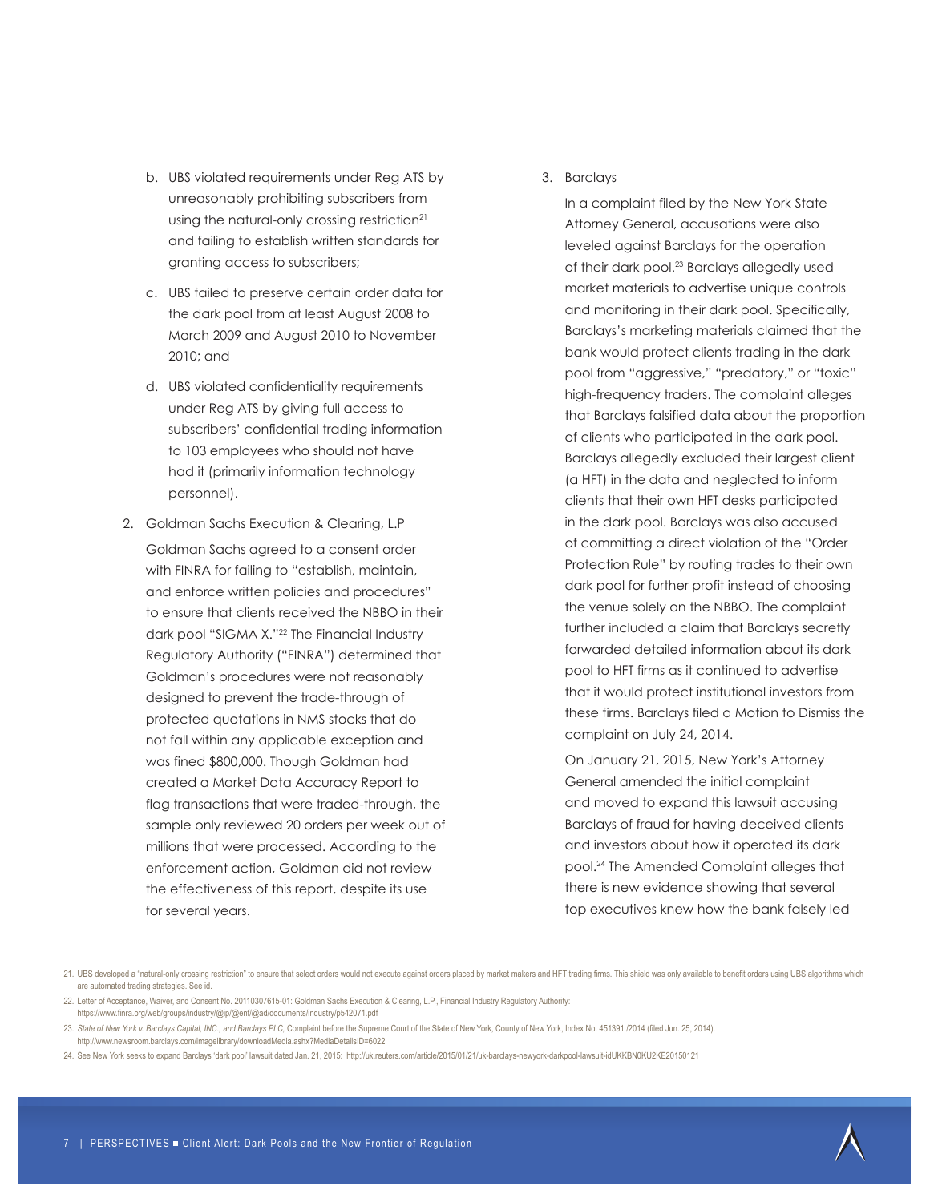b. UBS violated requirements under Reg ATS by unreasonably prohibiting subscribers from using the natural-only crossing restriction[21] and failing to establish written standards for granting access to subscribers;

c. UBS failed to preserve certain order data for the dark pool from at least August 2008 to March 2009 and August 2010 to November 2010; and

d. UBS violated confidentiality requirements under Reg ATS by giving full access to subscribers' confidential trading information to 103 employees who should not have had it (primarily information technology personnel).

2. Goldman Sachs Execution & Clearing, L.P

   Goldman Sachs agreed to a consent order with FINRA for failing to "establish, maintain, and enforce written policies and procedures" to ensure that clients received the NBBO in their dark pool "SIGMA X."[22] The Financial Industry Regulatory Authority ("FINRA") determined that Goldman's procedures were not reasonably designed to prevent the trade-through of protected quotations in NMS stocks that do not fall within any applicable exception and was fined $800,000. Though Goldman had created a Market Data Accuracy Report to flag transactions that were traded-through, the sample only reviewed 20 orders per week out of millions that were processed. According to the enforcement action, Goldman did not review the effectiveness of this report, despite its use for several years.

3. Barclays

   In a complaint filed by the New York State Attorney General, accusations were also leveled against Barclays for the operation of their dark pool.[23] Barclays allegedly used market materials to advertise unique controls and monitoring in their dark pool. Specifically, Barclays's marketing materials claimed that the bank would protect clients trading in the dark pool from "aggressive," "predatory," or "toxic" high-frequency traders. The complaint alleges that Barclays falsified data about the proportion of clients who participated in the dark pool. Barclays allegedly excluded their largest client (a HFT) in the data and neglected to inform clients that their own HFT desks participated in the dark pool. Barclays was also accused of committing a direct violation of the "Order Protection Rule" by routing trades to their own dark pool for further profit instead of choosing the venue solely on the NBBO. The complaint further included a claim that Barclays secretly forwarded detailed information about its dark pool to HFT firms as it continued to advertise that it would protect institutional investors from these firms. Barclays filed a Motion to Dismiss the complaint on July 24, 2014.

   On January 21, 2015, New York's Attorney General amended the initial complaint and moved to expand this lawsuit accusing Barclays of fraud for having deceived clients and investors about how it operated its dark pool.[24] The Amended Complaint alleges that there is new evidence showing that several top executives knew how the bank falsely led

---

21. UBS developed a "natural-only crossing restriction" to ensure that select orders would not execute against orders placed by market makers and HFT trading firms. This shield was only available to benefit orders using UBS algorithms which are automated trading strategies. See id.

22. Letter of Acceptance, Waiver, and Consent No. 20110307615-01: Goldman Sachs Execution & Clearing, L.P., Financial Industry Regulatory Authority: https://www.finra.org/web/groups/industry/@ip/@enf/@ad/documents/industry/p542071.pdf

23. *State of New York v. Barclays Capital, INC., and Barclays PLC,* Complaint before the Supreme Court of the State of New York, County of New York, Index No. 451391 /2014 (filed Jun. 25, 2014). http://www.newsroom.barclays.com/imagelibrary/downloadMedia.ashx?MediaDetailsID=6022

24. See New York seeks to expand Barclays 'dark pool' lawsuit dated Jan. 21, 2015: http://uk.reuters.com/article/2015/01/21/uk-barclays-newyork-darkpool-lawsuit-idUKKBN0KU2KE20150121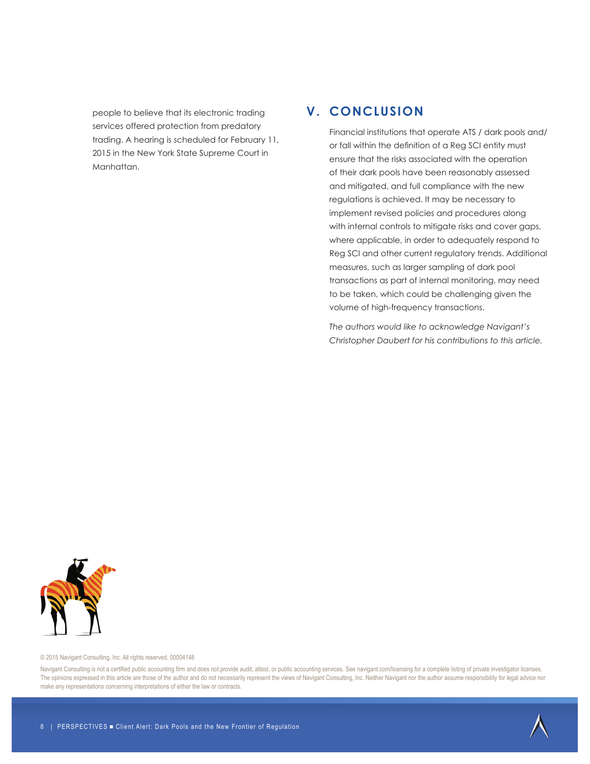people to believe that its electronic trading services offered protection from predatory trading. A hearing is scheduled for February 11, 2015 in the New York State Supreme Court in Manhattan.

## V. CONCLUSION

Financial institutions that operate ATS / dark pools and/or fall within the definition of a Reg SCI entity must ensure that the risks associated with the operation of their dark pools have been reasonably assessed and mitigated, and full compliance with the new regulations is achieved. It may be necessary to implement revised policies and procedures along with internal controls to mitigate risks and cover gaps, where applicable, in order to adequately respond to Reg SCI and other current regulatory trends. Additional measures, such as larger sampling of dark pool transactions as part of internal monitoring, may need to be taken, which could be challenging given the volume of high-frequency transactions.

*The authors would like to acknowledge Navigant's Christopher Daubert for his contributions to this article.*

© 2015 Navigant Consulting, Inc. All rights reserved. 00004148

Navigant Consulting is not a certified public accounting firm and does not provide audit, attest, or public accounting services. See navigant.com/licensing for a complete listing of private investigator licenses. The opinions expressed in this article are those of the author and do not necessarily represent the views of Navigant Consulting, Inc. Neither Navigant nor the author assume responsibility for legal advice nor make any representations concerning interpretations of either the law or contracts.